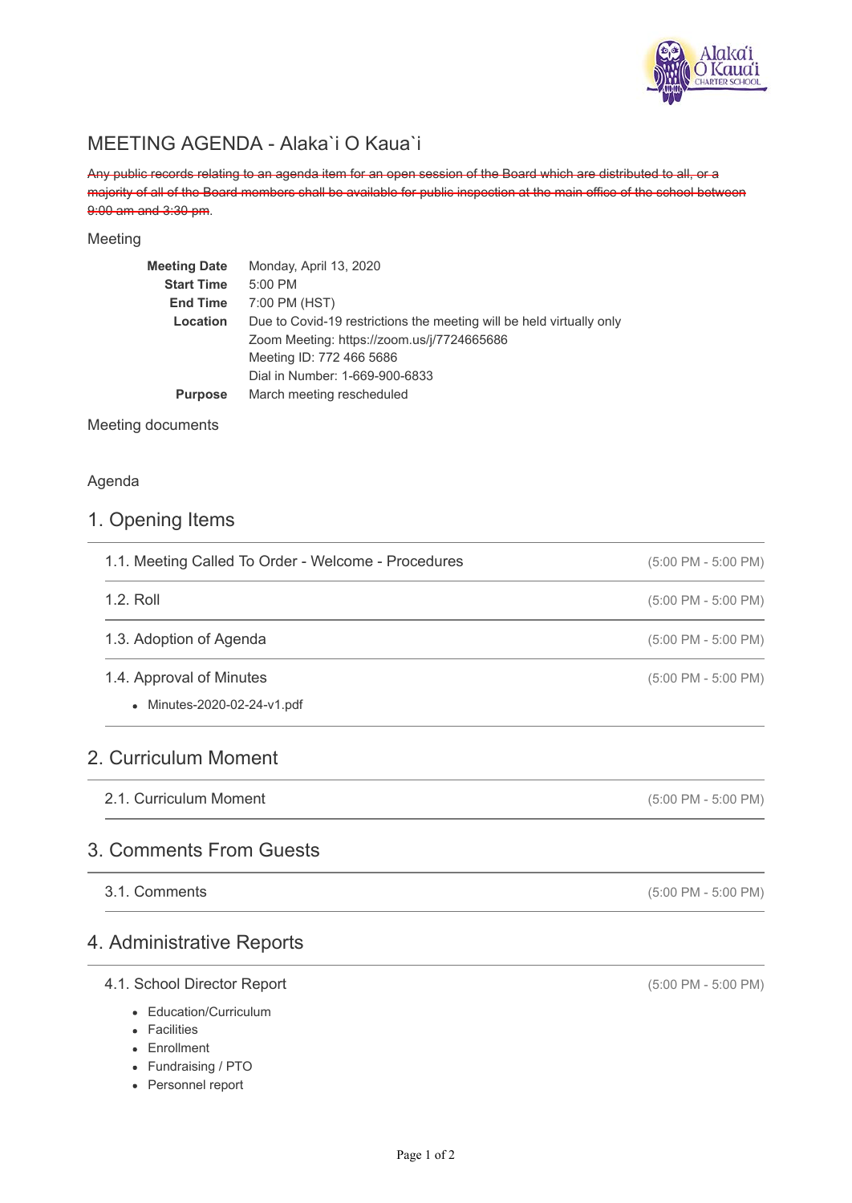# MEETING AGENDA - Alaka`i O Kaua`i

~~Any public records relating to an agenda item for an open session of the Board which are distributed to all, or a majority of all of the Board members shall be available for public inspection at the main office of the school between 9:00 am and 3:30 pm.~~

## Meeting

| | |
|---|---|
| **Meeting Date** | Monday, April 13, 2020 |
| **Start Time** | 5:00 PM |
| **End Time** | 7:00 PM (HST) |
| **Location** | Due to Covid-19 restrictions the meeting will be held virtually only<br>Zoom Meeting: https://zoom.us/j/7724665686<br>Meeting ID: 772 466 5686<br>Dial in Number: 1-669-900-6833 |
| **Purpose** | March meeting rescheduled |

Meeting documents

Agenda

## 1. Opening Items

### 1.1. Meeting Called To Order - Welcome - Procedures
(5:00 PM - 5:00 PM)

### 1.2. Roll
(5:00 PM - 5:00 PM)

### 1.3. Adoption of Agenda
(5:00 PM - 5:00 PM)

### 1.4. Approval of Minutes
(5:00 PM - 5:00 PM)

- Minutes-2020-02-24-v1.pdf

## 2. Curriculum Moment

### 2.1. Curriculum Moment
(5:00 PM - 5:00 PM)

## 3. Comments From Guests

### 3.1. Comments
(5:00 PM - 5:00 PM)

## 4. Administrative Reports

### 4.1. School Director Report
(5:00 PM - 5:00 PM)

- Education/Curriculum
- Facilities
- Enrollment
- Fundraising / PTO
- Personnel report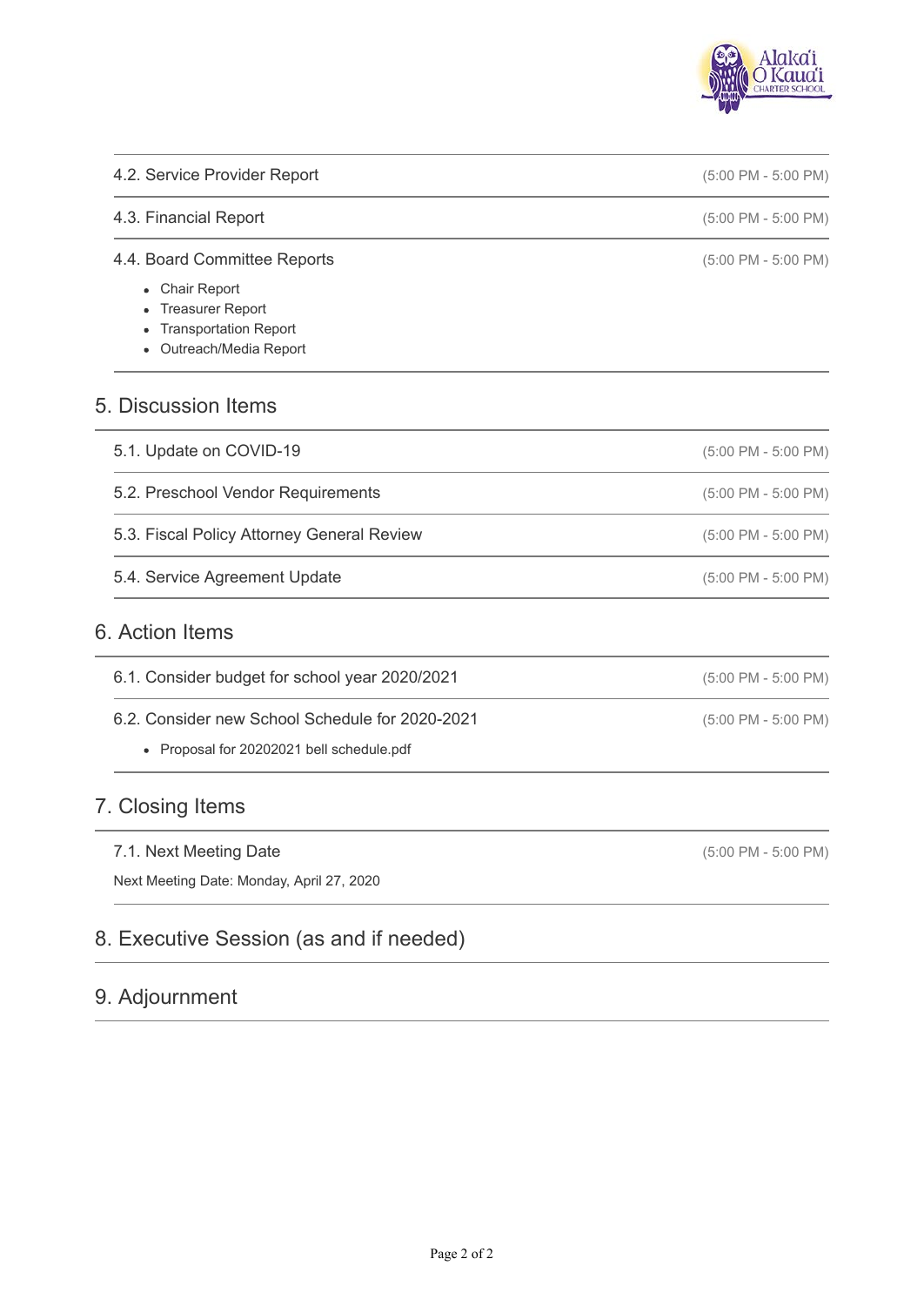### 4.2. Service Provider Report (5:00 PM - 5:00 PM)

### 4.3. Financial Report (5:00 PM - 5:00 PM)

### 4.4. Board Committee Reports (5:00 PM - 5:00 PM)

- Chair Report
- Treasurer Report
- Transportation Report
- Outreach/Media Report

## 5. Discussion Items

### 5.1. Update on COVID-19 (5:00 PM - 5:00 PM)

### 5.2. Preschool Vendor Requirements (5:00 PM - 5:00 PM)

### 5.3. Fiscal Policy Attorney General Review (5:00 PM - 5:00 PM)

### 5.4. Service Agreement Update (5:00 PM - 5:00 PM)

## 6. Action Items

### 6.1. Consider budget for school year 2020/2021 (5:00 PM - 5:00 PM)

### 6.2. Consider new School Schedule for 2020-2021 (5:00 PM - 5:00 PM)

- Proposal for 20202021 bell schedule.pdf

## 7. Closing Items

### 7.1. Next Meeting Date (5:00 PM - 5:00 PM)

Next Meeting Date: Monday, April 27, 2020

## 8. Executive Session (as and if needed)

## 9. Adjournment